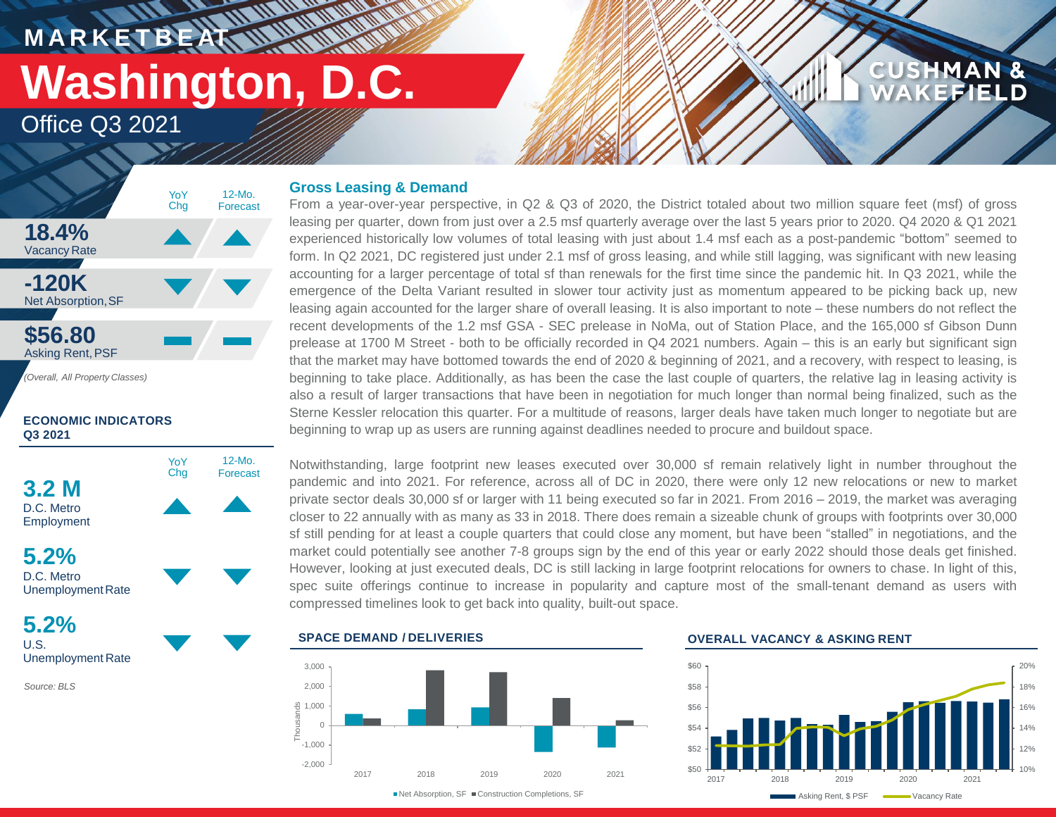# MARKETBEAT

# Washington, D.C.

## Office Q3 2021

| | YoY Chg | 12-Mo. Forecast |
|---|---|---|
| **18.4%** Vacancy Rate | ▲ | ▲ |
| **-120K** Net Absorption, SF | ▼ | ▼ |
| **$56.80** Asking Rent, PSF | — | — |

*(Overall, All Property Classes)*

**ECONOMIC INDICATORS Q3 2021**

| | YoY Chg | 12-Mo. Forecast |
|---|---|---|
| **3.2 M** D.C. Metro Employment | ▲ | ▲ |
| **5.2%** D.C. Metro Unemployment Rate | ▼ | ▼ |
| **5.2%** U.S. Unemployment Rate | ▼ | ▼ |

*Source: BLS*

### Gross Leasing & Demand

From a year-over-year perspective, in Q2 & Q3 of 2020, the District totaled about two million square feet (msf) of gross leasing per quarter, down from just over a 2.5 msf quarterly average over the last 5 years prior to 2020. Q4 2020 & Q1 2021 experienced historically low volumes of total leasing with just about 1.4 msf each as a post-pandemic "bottom" seemed to form. In Q2 2021, DC registered just under 2.1 msf of gross leasing, and while still lagging, was significant with new leasing accounting for a larger percentage of total sf than renewals for the first time since the pandemic hit. In Q3 2021, while the emergence of the Delta Variant resulted in slower tour activity just as momentum appeared to be picking back up, new leasing again accounted for the larger share of overall leasing. It is also important to note – these numbers do not reflect the recent developments of the 1.2 msf GSA - SEC prelease in NoMa, out of Station Place, and the 165,000 sf Gibson Dunn prelease at 1700 M Street - both to be officially recorded in Q4 2021 numbers. Again – this is an early but significant sign that the market may have bottomed towards the end of 2020 & beginning of 2021, and a recovery, with respect to leasing, is beginning to take place. Additionally, as has been the case the last couple of quarters, the relative lag in leasing activity is also a result of larger transactions that have been in negotiation for much longer than normal being finalized, such as the Sterne Kessler relocation this quarter. For a multitude of reasons, larger deals have taken much longer to negotiate but are beginning to wrap up as users are running against deadlines needed to procure and buildout space.

Notwithstanding, large footprint new leases executed over 30,000 sf remain relatively light in number throughout the pandemic and into 2021. For reference, across all of DC in 2020, there were only 12 new relocations or new to market private sector deals 30,000 sf or larger with 11 being executed so far in 2021. From 2016 – 2019, the market was averaging closer to 22 annually with as many as 33 in 2018. There does remain a sizeable chunk of groups with footprints over 30,000 sf still pending for at least a couple quarters that could close any moment, but have been "stalled" in negotiations, and the market could potentially see another 7-8 groups sign by the end of this year or early 2022 should those deals get finished. However, looking at just executed deals, DC is still lacking in large footprint relocations for owners to chase. In light of this, spec suite offerings continue to increase in popularity and capture most of the small-tenant demand as users with compressed timelines look to get back into quality, built-out space.

**SPACE DEMAND / DELIVERIES**

Net Absorption, SF | Construction Completions, SF (Thousands), 2017–2021

**OVERALL VACANCY & ASKING RENT**

Asking Rent, $ PSF | Vacancy Rate, 2017–2021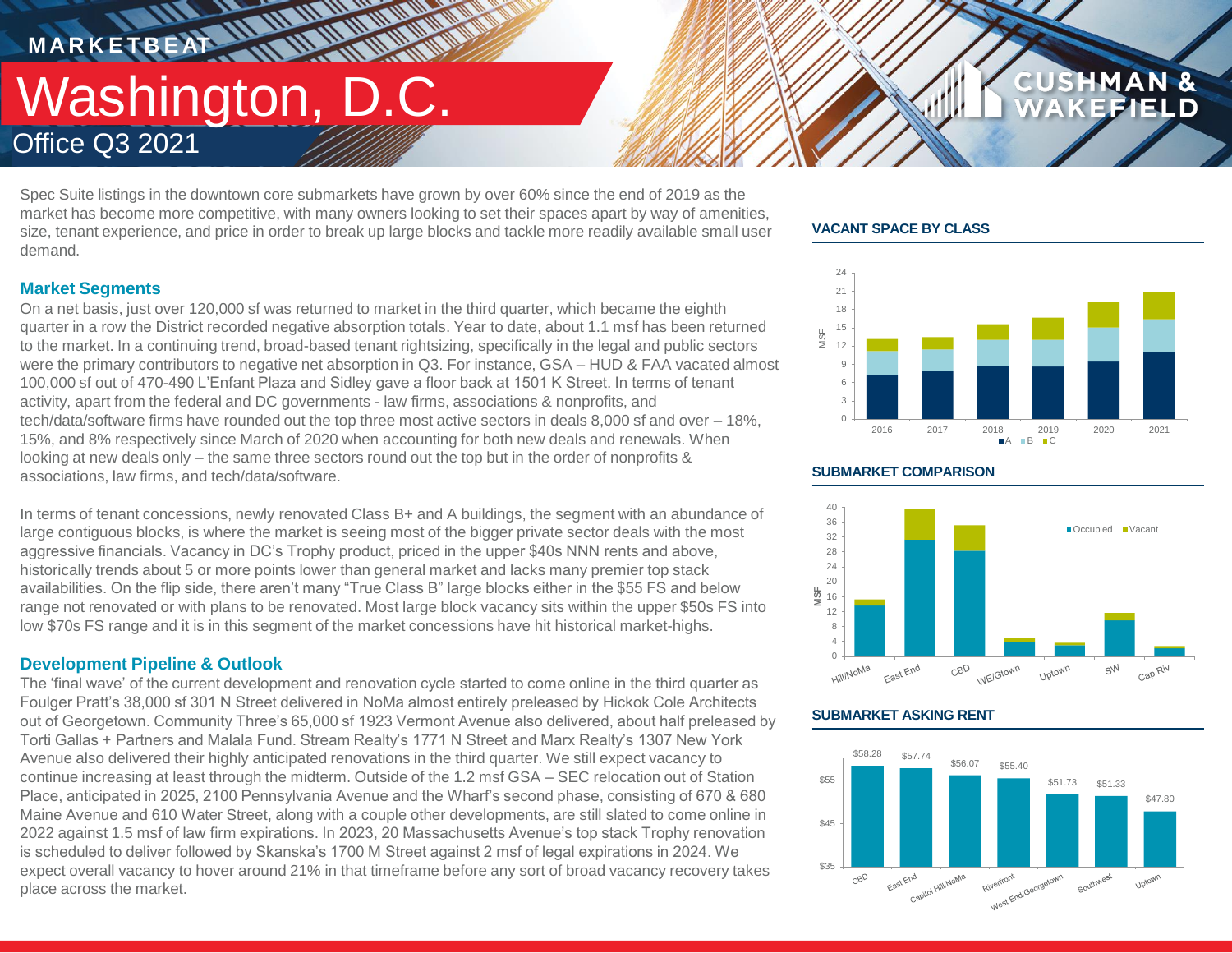# MARKETBEAT

# Washington, D.C.

## Office Q3 2021

Spec Suite listings in the downtown core submarkets have grown by over 60% since the end of 2019 as the market has become more competitive, with many owners looking to set their spaces apart by way of amenities, size, tenant experience, and price in order to break up large blocks and tackle more readily available small user demand.

### Market Segments

On a net basis, just over 120,000 sf was returned to market in the third quarter, which became the eighth quarter in a row the District recorded negative absorption totals. Year to date, about 1.1 msf has been returned to the market. In a continuing trend, broad-based tenant rightsizing, specifically in the legal and public sectors were the primary contributors to negative net absorption in Q3. For instance, GSA – HUD & FAA vacated almost 100,000 sf out of 470-490 L'Enfant Plaza and Sidley gave a floor back at 1501 K Street. In terms of tenant activity, apart from the federal and DC governments - law firms, associations & nonprofits, and tech/data/software firms have rounded out the top three most active sectors in deals 8,000 sf and over – 18%, 15%, and 8% respectively since March of 2020 when accounting for both new deals and renewals. When looking at new deals only – the same three sectors round out the top but in the order of nonprofits & associations, law firms, and tech/data/software.

In terms of tenant concessions, newly renovated Class B+ and A buildings, the segment with an abundance of large contiguous blocks, is where the market is seeing most of the bigger private sector deals with the most aggressive financials. Vacancy in DC's Trophy product, priced in the upper $40s NNN rents and above, historically trends about 5 or more points lower than general market and lacks many premier top stack availabilities. On the flip side, there aren't many "True Class B" large blocks either in the $55 FS and below range not renovated or with plans to be renovated. Most large block vacancy sits within the upper $50s FS into low $70s FS range and it is in this segment of the market concessions have hit historical market-highs.

### Development Pipeline & Outlook

The 'final wave' of the current development and renovation cycle started to come online in the third quarter as Foulger Pratt's 38,000 sf 301 N Street delivered in NoMa almost entirely preleased by Hickok Cole Architects out of Georgetown. Community Three's 65,000 sf 1923 Vermont Avenue also delivered, about half preleased by Torti Gallas + Partners and Malala Fund. Stream Realty's 1771 N Street and Marx Realty's 1307 New York Avenue also delivered their highly anticipated renovations in the third quarter. We still expect vacancy to continue increasing at least through the midterm. Outside of the 1.2 msf GSA – SEC relocation out of Station Place, anticipated in 2025, 2100 Pennsylvania Avenue and the Wharf's second phase, consisting of 670 & 680 Maine Avenue and 610 Water Street, along with a couple other developments, are still slated to come online in 2022 against 1.5 msf of law firm expirations. In 2023, 20 Massachusetts Avenue's top stack Trophy renovation is scheduled to deliver followed by Skanska's 1700 M Street against 2 msf of legal expirations in 2024. We expect overall vacancy to hover around 21% in that timeframe before any sort of broad vacancy recovery takes place across the market.

#### VACANT SPACE BY CLASS

#### SUBMARKET COMPARISON

#### SUBMARKET ASKING RENT

| Submarket | Asking Rent |
|---|---|
| CBD | $58.28 |
| East End | $57.74 |
| Capitol Hill/NoMa | $56.07 |
| Riverfront | $55.40 |
| West End/Georgetown | $51.73 |
| Southwest | $51.33 |
| Uptown | $47.80 |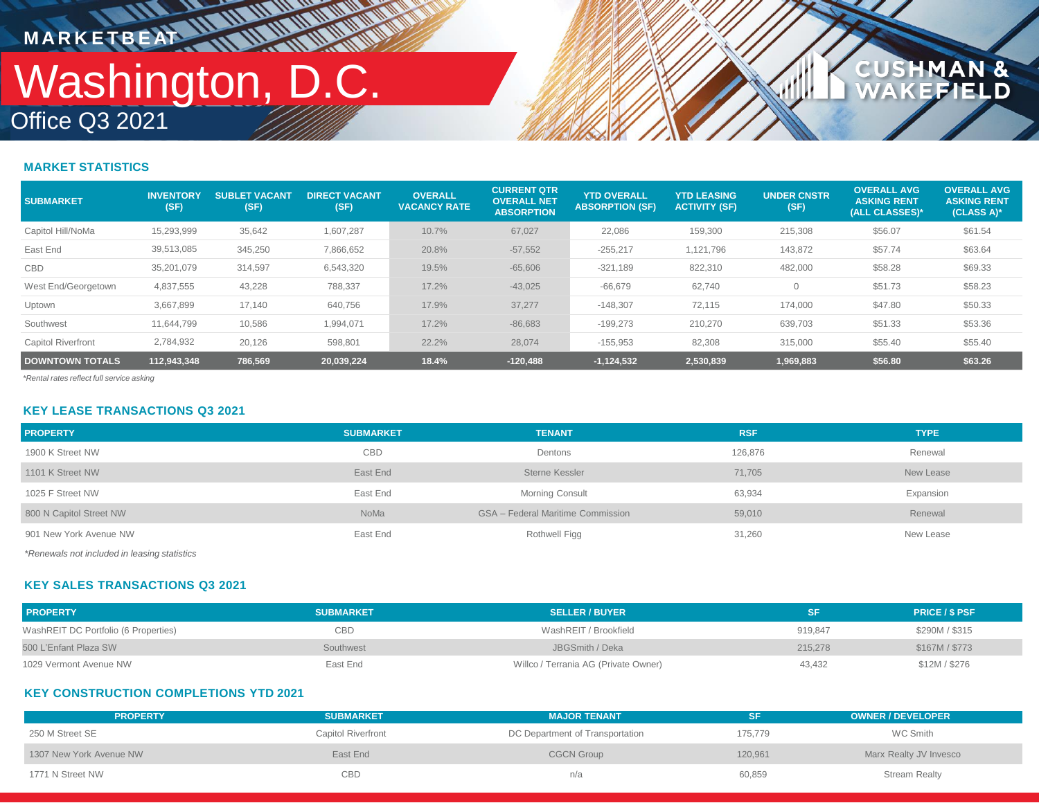MARKETBEAT

# Washington, D.C.

Office Q3 2021

## MARKET STATISTICS

| SUBMARKET | INVENTORY (SF) | SUBLET VACANT (SF) | DIRECT VACANT (SF) | OVERALL VACANCY RATE | CURRENT QTR OVERALL NET ABSORPTION | YTD OVERALL ABSORPTION (SF) | YTD LEASING ACTIVITY (SF) | UNDER CNSTR (SF) | OVERALL AVG ASKING RENT (ALL CLASSES)* | OVERALL AVG ASKING RENT (CLASS A)* |
|---|---|---|---|---|---|---|---|---|---|---|
| Capitol Hill/NoMa | 15,293,999 | 35,642 | 1,607,287 | 10.7% | 67,027 | 22,086 | 159,300 | 215,308 | $56.07 | $61.54 |
| East End | 39,513,085 | 345,250 | 7,866,652 | 20.8% | -57,552 | -255,217 | 1,121,796 | 143,872 | $57.74 | $63.64 |
| CBD | 35,201,079 | 314,597 | 6,543,320 | 19.5% | -65,606 | -321,189 | 822,310 | 482,000 | $58.28 | $69.33 |
| West End/Georgetown | 4,837,555 | 43,228 | 788,337 | 17.2% | -43,025 | -66,679 | 62,740 | 0 | $51.73 | $58.23 |
| Uptown | 3,667,899 | 17,140 | 640,756 | 17.9% | 37,277 | -148,307 | 72,115 | 174,000 | $47.80 | $50.33 |
| Southwest | 11,644,799 | 10,586 | 1,994,071 | 17.2% | -86,683 | -199,273 | 210,270 | 639,703 | $51.33 | $53.36 |
| Capitol Riverfront | 2,784,932 | 20,126 | 598,801 | 22.2% | 28,074 | -155,953 | 82,308 | 315,000 | $55.40 | $55.40 |
| **DOWNTOWN TOTALS** | **112,943,348** | **786,569** | **20,039,224** | **18.4%** | **-120,488** | **-1,124,532** | **2,530,839** | **1,969,883** | **$56.80** | **$63.26** |

*\*Rental rates reflect full service asking*

## KEY LEASE TRANSACTIONS Q3 2021

| PROPERTY | SUBMARKET | TENANT | RSF | TYPE |
|---|---|---|---|---|
| 1900 K Street NW | CBD | Dentons | 126,876 | Renewal |
| 1101 K Street NW | East End | Sterne Kessler | 71,705 | New Lease |
| 1025 F Street NW | East End | Morning Consult | 63,934 | Expansion |
| 800 N Capitol Street NW | NoMa | GSA – Federal Maritime Commission | 59,010 | Renewal |
| 901 New York Avenue NW | East End | Rothwell Figg | 31,260 | New Lease |

*\*Renewals not included in leasing statistics*

## KEY SALES TRANSACTIONS Q3 2021

| PROPERTY | SUBMARKET | SELLER / BUYER | SF | PRICE / $ PSF |
|---|---|---|---|---|
| WashREIT DC Portfolio (6 Properties) | CBD | WashREIT / Brookfield | 919,847 | $290M / $315 |
| 500 L'Enfant Plaza SW | Southwest | JBGSmith / Deka | 215,278 | $167M / $773 |
| 1029 Vermont Avenue NW | East End | Willco / Terrania AG (Private Owner) | 43,432 | $12M / $276 |

## KEY CONSTRUCTION COMPLETIONS YTD 2021

| PROPERTY | SUBMARKET | MAJOR TENANT | SF | OWNER / DEVELOPER |
|---|---|---|---|---|
| 250 M Street SE | Capitol Riverfront | DC Department of Transportation | 175,779 | WC Smith |
| 1307 New York Avenue NW | East End | CGCN Group | 120,961 | Marx Realty JV Invesco |
| 1771 N Street NW | CBD | n/a | 60,859 | Stream Realty |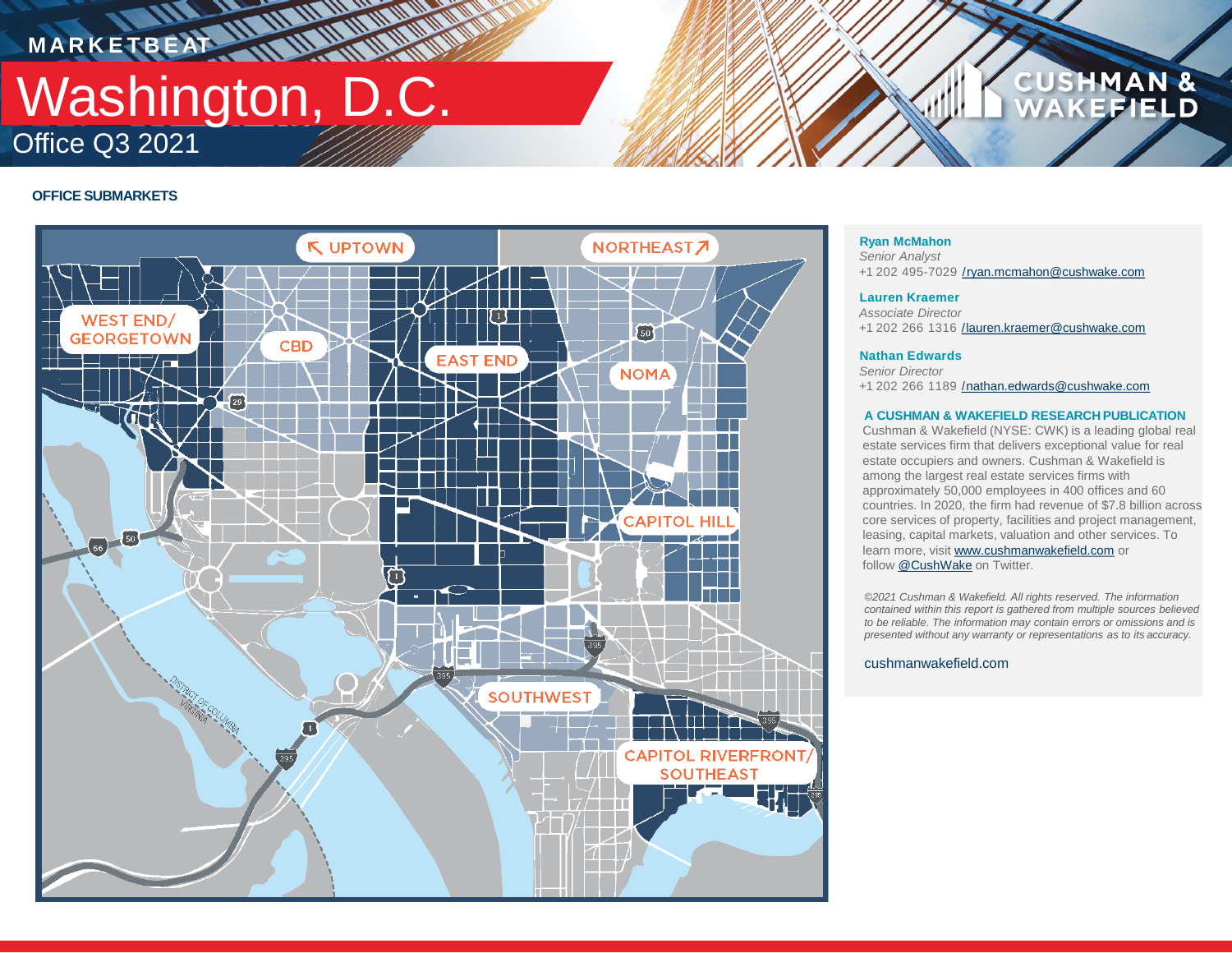MARKETBEAT

# Washington, D.C.

Office Q3 2021

### OFFICE SUBMARKETS

UPTOWN

NORTHEAST

WEST END/ GEORGETOWN

CBD

EAST END

NOMA

CAPITOL HILL

SOUTHWEST

CAPITOL RIVERFRONT/ SOUTHEAST

DISTRICT OF COLUMBIA

VIRGINIA

**Ryan McMahon**
*Senior Analyst*
+1 202 495-7029 /ryan.mcmahon@cushwake.com

**Lauren Kraemer**
*Associate Director*
+1 202 266 1316 /lauren.kraemer@cushwake.com

**Nathan Edwards**
*Senior Director*
+1 202 266 1189 /nathan.edwards@cushwake.com

**A CUSHMAN & WAKEFIELD RESEARCH PUBLICATION**

Cushman & Wakefield (NYSE: CWK) is a leading global real estate services firm that delivers exceptional value for real estate occupiers and owners. Cushman & Wakefield is among the largest real estate services firms with approximately 50,000 employees in 400 offices and 60 countries. In 2020, the firm had revenue of $7.8 billion across core services of property, facilities and project management, leasing, capital markets, valuation and other services. To learn more, visit www.cushmanwakefield.com or follow @CushWake on Twitter.

*©2021 Cushman & Wakefield. All rights reserved. The information contained within this report is gathered from multiple sources believed to be reliable. The information may contain errors or omissions and is presented without any warranty or representations as to its accuracy.*

cushmanwakefield.com